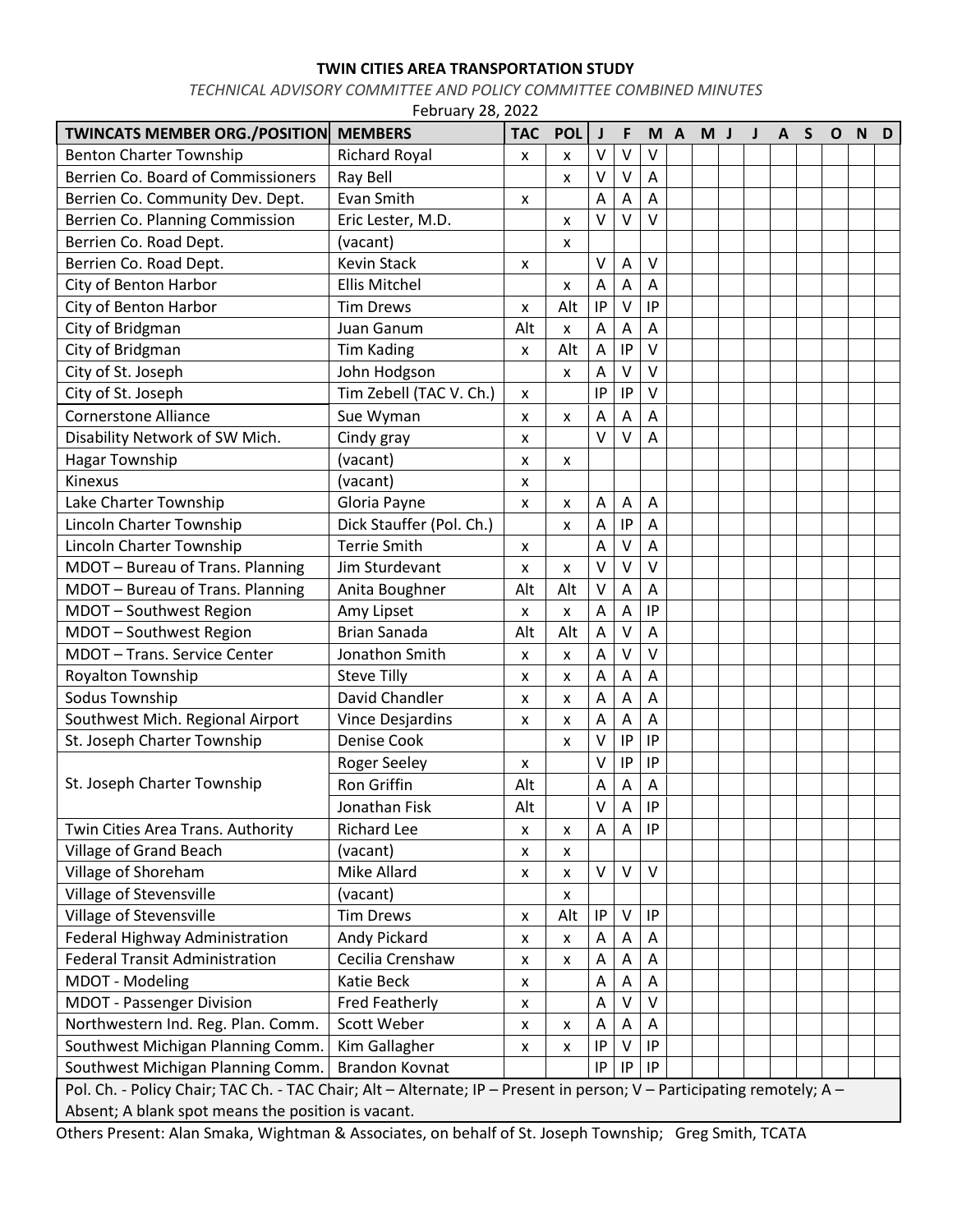**TWIN CITIES AREA TRANSPORTATION STUDY**

*TECHNICAL ADVISORY COMMITTEE AND POLICY COMMITTEE COMBINED MINUTES*

February 28, 2022

| TWINCATS MEMBER ORG./POSITION | MEMBERS | TAC | POL | J | F | M | A | M | J | J | A | S | O | N | D |
|---|---|---|---|---|---|---|---|---|---|---|---|---|---|---|---|
| Benton Charter Township | Richard Royal | x | x | V | V | V | | | | | | | | | |
| Berrien Co. Board of Commissioners | Ray Bell | | x | V | V | A | | | | | | | | | |
| Berrien Co. Community Dev. Dept. | Evan Smith | x | | A | A | A | | | | | | | | | |
| Berrien Co. Planning Commission | Eric Lester, M.D. | | x | V | V | V | | | | | | | | | |
| Berrien Co. Road Dept. | (vacant) | | x | | | | | | | | | | | | |
| Berrien Co. Road Dept. | Kevin Stack | x | | V | A | V | | | | | | | | | |
| City of Benton Harbor | Ellis Mitchel | | x | A | A | A | | | | | | | | | |
| City of Benton Harbor | Tim Drews | x | Alt | IP | V | IP | | | | | | | | | |
| City of Bridgman | Juan Ganum | Alt | x | A | A | A | | | | | | | | | |
| City of Bridgman | Tim Kading | x | Alt | A | IP | V | | | | | | | | | |
| City of St. Joseph | John Hodgson | | x | A | V | V | | | | | | | | | |
| City of St. Joseph | Tim Zebell (TAC V. Ch.) | x | | IP | IP | V | | | | | | | | | |
| Cornerstone Alliance | Sue Wyman | x | x | A | A | A | | | | | | | | | |
| Disability Network of SW Mich. | Cindy gray | x | | V | V | A | | | | | | | | | |
| Hagar Township | (vacant) | x | x | | | | | | | | | | | | |
| Kinexus | (vacant) | x | | | | | | | | | | | | | |
| Lake Charter Township | Gloria Payne | x | x | A | A | A | | | | | | | | | |
| Lincoln Charter Township | Dick Stauffer (Pol. Ch.) | | x | A | IP | A | | | | | | | | | |
| Lincoln Charter Township | Terrie Smith | x | | A | V | A | | | | | | | | | |
| MDOT – Bureau of Trans. Planning | Jim Sturdevant | x | x | V | V | V | | | | | | | | | |
| MDOT – Bureau of Trans. Planning | Anita Boughner | Alt | Alt | V | A | A | | | | | | | | | |
| MDOT – Southwest Region | Amy Lipset | x | x | A | A | IP | | | | | | | | | |
| MDOT – Southwest Region | Brian Sanada | Alt | Alt | A | V | A | | | | | | | | | |
| MDOT – Trans. Service Center | Jonathon Smith | x | x | A | V | V | | | | | | | | | |
| Royalton Township | Steve Tilly | x | x | A | A | A | | | | | | | | | |
| Sodus Township | David Chandler | x | x | A | A | A | | | | | | | | | |
| Southwest Mich. Regional Airport | Vince Desjardins | x | x | A | A | A | | | | | | | | | |
| St. Joseph Charter Township | Denise Cook | | x | V | IP | IP | | | | | | | | | |
| St. Joseph Charter Township | Roger Seeley | x | | V | IP | IP | | | | | | | | | |
| | Ron Griffin | Alt | | A | A | A | | | | | | | | | |
| | Jonathan Fisk | Alt | | V | A | IP | | | | | | | | | |
| Twin Cities Area Trans. Authority | Richard Lee | x | x | A | A | IP | | | | | | | | | |
| Village of Grand Beach | (vacant) | x | x | | | | | | | | | | | | |
| Village of Shoreham | Mike Allard | x | x | V | V | V | | | | | | | | | |
| Village of Stevensville | (vacant) | | x | | | | | | | | | | | | |
| Village of Stevensville | Tim Drews | x | Alt | IP | V | IP | | | | | | | | | |
| Federal Highway Administration | Andy Pickard | x | x | A | A | A | | | | | | | | | |
| Federal Transit Administration | Cecilia Crenshaw | x | x | A | A | A | | | | | | | | | |
| MDOT - Modeling | Katie Beck | x | | A | A | A | | | | | | | | | |
| MDOT - Passenger Division | Fred Featherly | x | | A | V | V | | | | | | | | | |
| Northwestern Ind. Reg. Plan. Comm. | Scott Weber | x | x | A | A | A | | | | | | | | | |
| Southwest Michigan Planning Comm. | Kim Gallagher | x | x | IP | V | IP | | | | | | | | | |
| Southwest Michigan Planning Comm. | Brandon Kovnat | | | IP | IP | IP | | | | | | | | | |

Pol. Ch. - Policy Chair; TAC Ch. - TAC Chair; Alt – Alternate; IP – Present in person; V – Participating remotely; A – Absent; A blank spot means the position is vacant.

Others Present: Alan Smaka, Wightman & Associates, on behalf of St. Joseph Township; Greg Smith, TCATA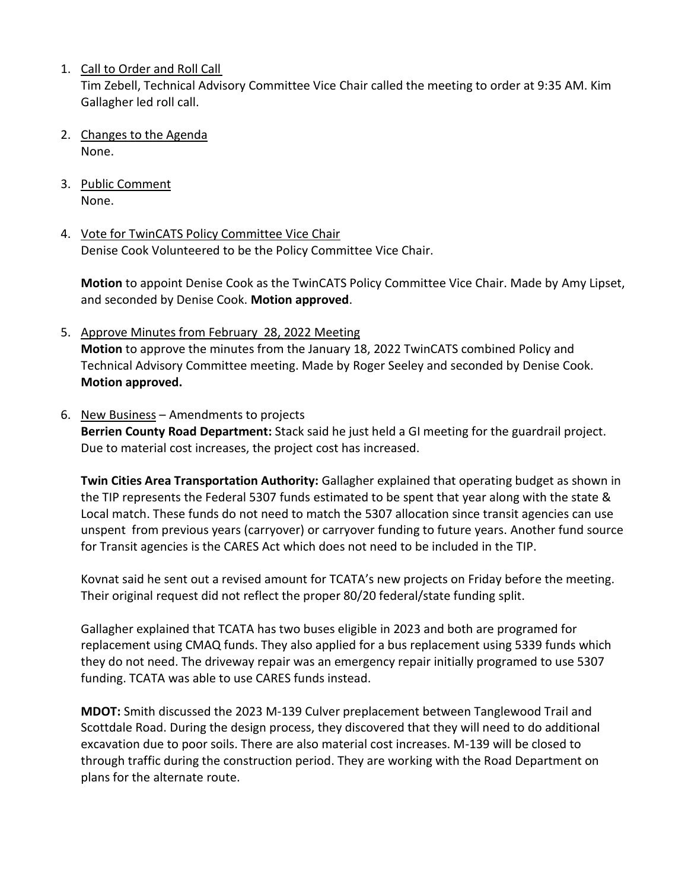1. Call to Order and Roll Call
   Tim Zebell, Technical Advisory Committee Vice Chair called the meeting to order at 9:35 AM. Kim Gallagher led roll call.

2. Changes to the Agenda
   None.

3. Public Comment
   None.

4. Vote for TwinCATS Policy Committee Vice Chair
   Denise Cook Volunteered to be the Policy Committee Vice Chair.

   **Motion** to appoint Denise Cook as the TwinCATS Policy Committee Vice Chair. Made by Amy Lipset, and seconded by Denise Cook. **Motion approved**.

5. Approve Minutes from February 28, 2022 Meeting
   **Motion** to approve the minutes from the January 18, 2022 TwinCATS combined Policy and Technical Advisory Committee meeting. Made by Roger Seeley and seconded by Denise Cook. **Motion approved.**

6. New Business – Amendments to projects
   **Berrien County Road Department:** Stack said he just held a GI meeting for the guardrail project. Due to material cost increases, the project cost has increased.

   **Twin Cities Area Transportation Authority:** Gallagher explained that operating budget as shown in the TIP represents the Federal 5307 funds estimated to be spent that year along with the state & Local match. These funds do not need to match the 5307 allocation since transit agencies can use unspent from previous years (carryover) or carryover funding to future years. Another fund source for Transit agencies is the CARES Act which does not need to be included in the TIP.

   Kovnat said he sent out a revised amount for TCATA's new projects on Friday before the meeting. Their original request did not reflect the proper 80/20 federal/state funding split.

   Gallagher explained that TCATA has two buses eligible in 2023 and both are programed for replacement using CMAQ funds. They also applied for a bus replacement using 5339 funds which they do not need. The driveway repair was an emergency repair initially programed to use 5307 funding. TCATA was able to use CARES funds instead.

   **MDOT:** Smith discussed the 2023 M-139 Culver preplacement between Tanglewood Trail and Scottdale Road. During the design process, they discovered that they will need to do additional excavation due to poor soils. There are also material cost increases. M-139 will be closed to through traffic during the construction period. They are working with the Road Department on plans for the alternate route.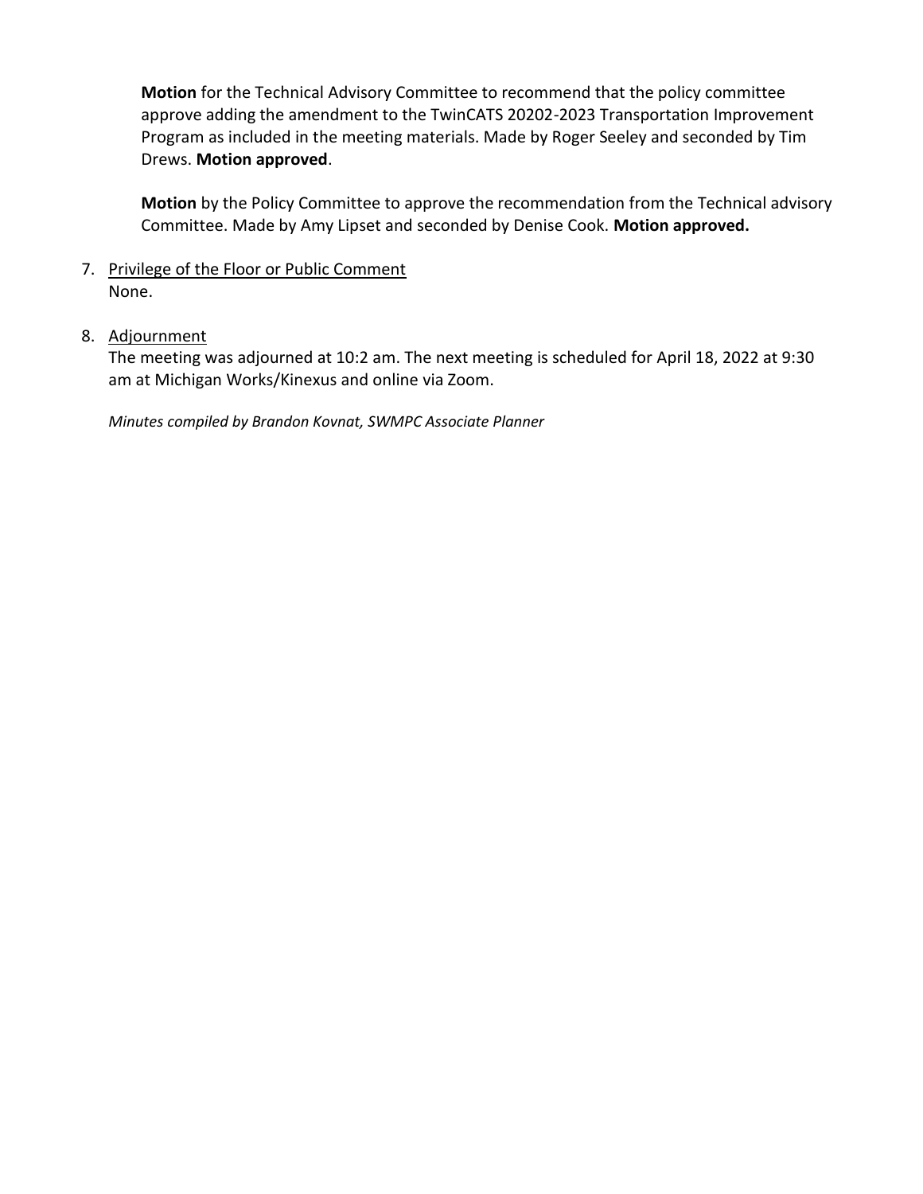**Motion** for the Technical Advisory Committee to recommend that the policy committee approve adding the amendment to the TwinCATS 20202-2023 Transportation Improvement Program as included in the meeting materials. Made by Roger Seeley and seconded by Tim Drews. **Motion approved**.

**Motion** by the Policy Committee to approve the recommendation from the Technical advisory Committee. Made by Amy Lipset and seconded by Denise Cook. **Motion approved.**

7. Privilege of the Floor or Public Comment
   None.

8. Adjournment
   The meeting was adjourned at 10:2 am. The next meeting is scheduled for April 18, 2022 at 9:30 am at Michigan Works/Kinexus and online via Zoom.

   *Minutes compiled by Brandon Kovnat, SWMPC Associate Planner*